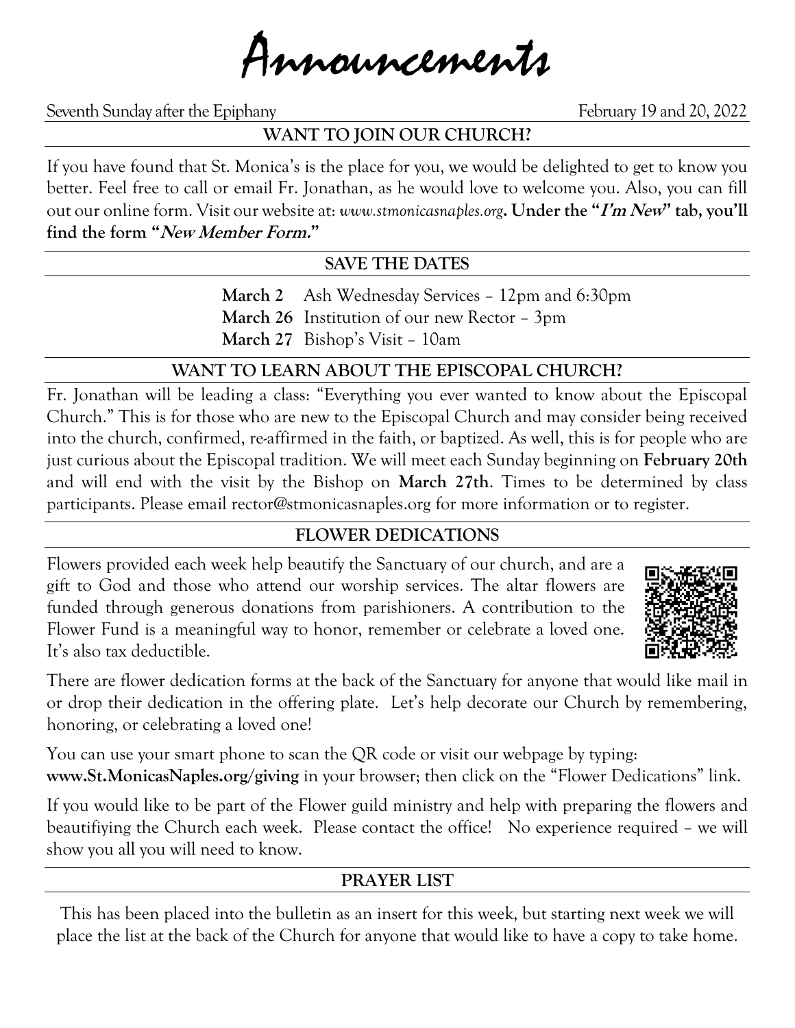# Announcements

Seventh Sunday after the Epiphany February 19 and 20, 2022

## WANT TO JOIN OUR CHURCH?

If you have found that St. Monica's is the place for you, we would be delighted to get to know you better. Feel free to call or email Fr. Jonathan, as he would love to welcome you. Also, you can fill out our online form. Visit our website at: *www.stmonicasnaples.org*. **Under the "*I'm New*" tab, you'll find the form "*New Member Form.*"**

## SAVE THE DATES

**March 2** Ash Wednesday Services – 12pm and 6:30pm
**March 26** Institution of our new Rector – 3pm
**March 27** Bishop's Visit – 10am

## WANT TO LEARN ABOUT THE EPISCOPAL CHURCH?

Fr. Jonathan will be leading a class: "Everything you ever wanted to know about the Episcopal Church." This is for those who are new to the Episcopal Church and may consider being received into the church, confirmed, re-affirmed in the faith, or baptized. As well, this is for people who are just curious about the Episcopal tradition. We will meet each Sunday beginning on **February 20th** and will end with the visit by the Bishop on **March 27th**. Times to be determined by class participants. Please email rector@stmonicasnaples.org for more information or to register.

## FLOWER DEDICATIONS

Flowers provided each week help beautify the Sanctuary of our church, and are a gift to God and those who attend our worship services. The altar flowers are funded through generous donations from parishioners. A contribution to the Flower Fund is a meaningful way to honor, remember or celebrate a loved one. It's also tax deductible.

There are flower dedication forms at the back of the Sanctuary for anyone that would like mail in or drop their dedication in the offering plate. Let's help decorate our Church by remembering, honoring, or celebrating a loved one!

You can use your smart phone to scan the QR code or visit our webpage by typing:
**www.St.MonicasNaples.org/giving** in your browser; then click on the "Flower Dedications" link.

If you would like to be part of the Flower guild ministry and help with preparing the flowers and beautifiying the Church each week. Please contact the office! No experience required – we will show you all you will need to know.

## PRAYER LIST

This has been placed into the bulletin as an insert for this week, but starting next week we will place the list at the back of the Church for anyone that would like to have a copy to take home.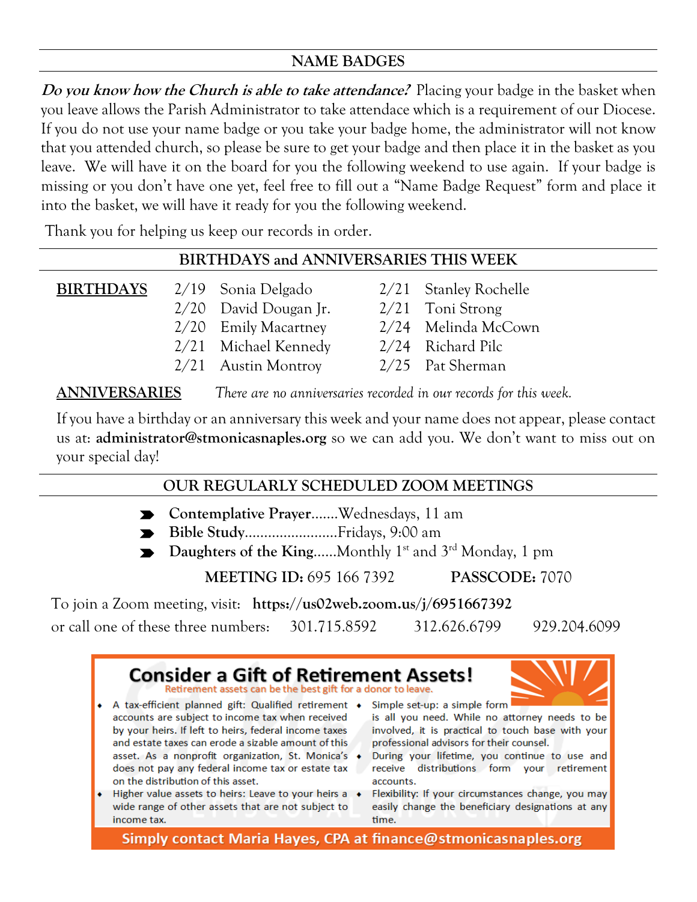## NAME BADGES

***Do you know how the Church is able to take attendance?*** Placing your badge in the basket when you leave allows the Parish Administrator to take attendace which is a requirement of our Diocese. If you do not use your name badge or you take your badge home, the administrator will not know that you attended church, so please be sure to get your badge and then place it in the basket as you leave. We will have it on the board for you the following weekend to use again. If your badge is missing or you don't have one yet, feel free to fill out a "Name Badge Request" form and place it into the basket, we will have it ready for you the following weekend.

Thank you for helping us keep our records in order.

## BIRTHDAYS and ANNIVERSARIES THIS WEEK

**BIRTHDAYS**

- 2/19 Sonia Delgado
- 2/20 David Dougan Jr.
- 2/20 Emily Macartney
- 2/21 Michael Kennedy
- 2/21 Austin Montroy
- 2/21 Stanley Rochelle
- 2/21 Toni Strong
- 2/24 Melinda McCown
- 2/24 Richard Pilc
- 2/25 Pat Sherman

**ANNIVERSARIES** *There are no anniversaries recorded in our records for this week.*

If you have a birthday or an anniversary this week and your name does not appear, please contact us at: **administrator@stmonicasnaples.org** so we can add you. We don't want to miss out on your special day!

## OUR REGULARLY SCHEDULED ZOOM MEETINGS

- **Contemplative Prayer**.......Wednesdays, 11 am
- **Bible Study**........................Fridays, 9:00 am
- **Daughters of the King**......Monthly 1st and 3rd Monday, 1 pm

**MEETING ID:** 695 166 7392 **PASSCODE:** 7070

To join a Zoom meeting, visit: **https://us02web.zoom.us/j/6951667392**

or call one of these three numbers: 301.715.8592 312.626.6799 929.204.6099

## Consider a Gift of Retirement Assets!

Retirement assets can be the best gift for a donor to leave.

- A tax-efficient planned gift: Qualified retirement accounts are subject to income tax when received by your heirs. If left to heirs, federal income taxes and estate taxes can erode a sizable amount of this asset. As a nonprofit organization, St. Monica's does not pay any federal income tax or estate tax on the distribution of this asset.
- Higher value assets to heirs: Leave to your heirs a wide range of other assets that are not subject to income tax.
- Simple set-up: a simple form is all you need. While no attorney needs to be involved, it is practical to touch base with your professional advisors for their counsel.
- During your lifetime, you continue to use and receive distributions form your retirement accounts.
- Flexibility: If your circumstances change, you may easily change the beneficiary designations at any time.

**Simply contact Maria Hayes, CPA at finance@stmonicasnaples.org**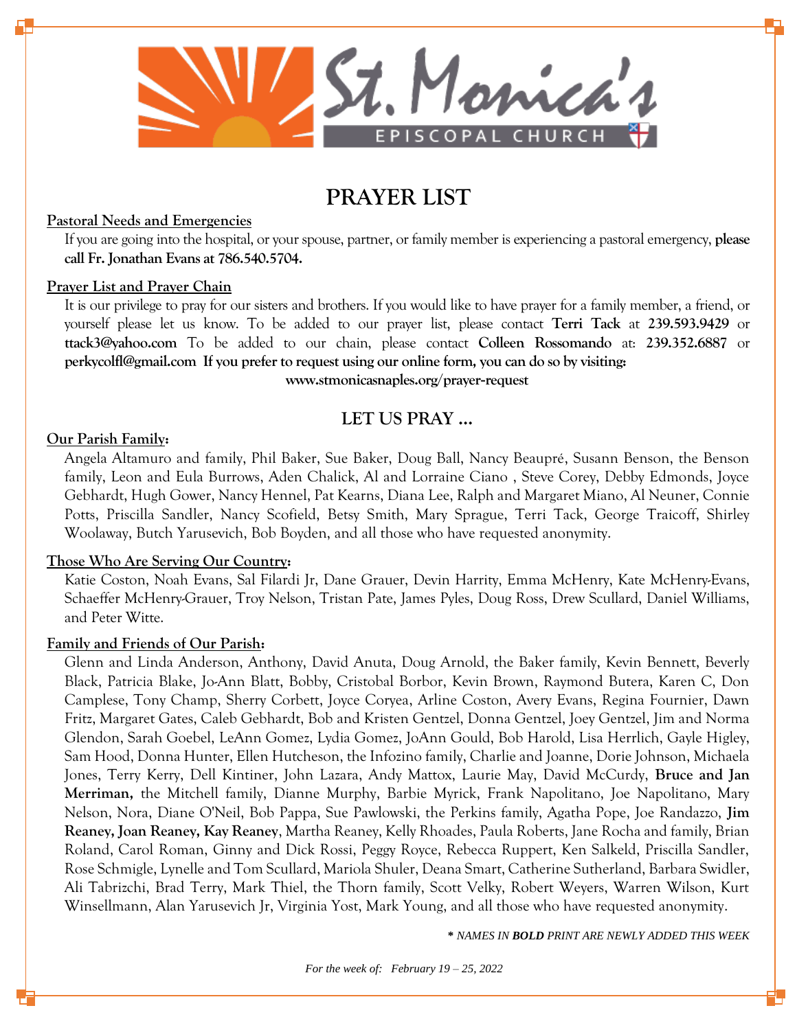# PRAYER LIST

**Pastoral Needs and Emergencies**

If you are going into the hospital, or your spouse, partner, or family member is experiencing a pastoral emergency, **please call Fr. Jonathan Evans at 786.540.5704.**

**Prayer List and Prayer Chain**

It is our privilege to pray for our sisters and brothers. If you would like to have prayer for a family member, a friend, or yourself please let us know. To be added to our prayer list, please contact **Terri Tack** at **239.593.9429** or **ttack3@yahoo.com** To be added to our chain, please contact **Colleen Rossomando** at: **239.352.6887** or **perkycolfl@gmail.com If you prefer to request using our online form, you can do so by visiting:**

**www.stmonicasnaples.org/prayer-request**

## LET US PRAY …

**Our Parish Family:**

Angela Altamuro and family, Phil Baker, Sue Baker, Doug Ball, Nancy Beaupré, Susann Benson, the Benson family, Leon and Eula Burrows, Aden Chalick, Al and Lorraine Ciano , Steve Corey, Debby Edmonds, Joyce Gebhardt, Hugh Gower, Nancy Hennel, Pat Kearns, Diana Lee, Ralph and Margaret Miano, Al Neuner, Connie Potts, Priscilla Sandler, Nancy Scofield, Betsy Smith, Mary Sprague, Terri Tack, George Traicoff, Shirley Woolaway, Butch Yarusevich, Bob Boyden, and all those who have requested anonymity.

**Those Who Are Serving Our Country:**

Katie Coston, Noah Evans, Sal Filardi Jr, Dane Grauer, Devin Harrity, Emma McHenry, Kate McHenry-Evans, Schaeffer McHenry-Grauer, Troy Nelson, Tristan Pate, James Pyles, Doug Ross, Drew Scullard, Daniel Williams, and Peter Witte.

**Family and Friends of Our Parish:**

Glenn and Linda Anderson, Anthony, David Anuta, Doug Arnold, the Baker family, Kevin Bennett, Beverly Black, Patricia Blake, Jo-Ann Blatt, Bobby, Cristobal Borbor, Kevin Brown, Raymond Butera, Karen C, Don Camplese, Tony Champ, Sherry Corbett, Joyce Coryea, Arline Coston, Avery Evans, Regina Fournier, Dawn Fritz, Margaret Gates, Caleb Gebhardt, Bob and Kristen Gentzel, Donna Gentzel, Joey Gentzel, Jim and Norma Glendon, Sarah Goebel, LeAnn Gomez, Lydia Gomez, JoAnn Gould, Bob Harold, Lisa Herrlich, Gayle Higley, Sam Hood, Donna Hunter, Ellen Hutcheson, the Infozino family, Charlie and Joanne, Dorie Johnson, Michaela Jones, Terry Kerry, Dell Kintiner, John Lazara, Andy Mattox, Laurie May, David McCurdy, **Bruce and Jan Merriman,** the Mitchell family, Dianne Murphy, Barbie Myrick, Frank Napolitano, Joe Napolitano, Mary Nelson, Nora, Diane O'Neil, Bob Pappa, Sue Pawlowski, the Perkins family, Agatha Pope, Joe Randazzo, **Jim Reaney, Joan Reaney, Kay Reaney**, Martha Reaney, Kelly Rhoades, Paula Roberts, Jane Rocha and family, Brian Roland, Carol Roman, Ginny and Dick Rossi, Peggy Royce, Rebecca Ruppert, Ken Salkeld, Priscilla Sandler, Rose Schmigle, Lynelle and Tom Scullard, Mariola Shuler, Deana Smart, Catherine Sutherland, Barbara Swidler, Ali Tabrizchi, Brad Terry, Mark Thiel, the Thorn family, Scott Velky, Robert Weyers, Warren Wilson, Kurt Winsellmann, Alan Yarusevich Jr, Virginia Yost, Mark Young, and all those who have requested anonymity.

*\* NAMES IN **BOLD** PRINT ARE NEWLY ADDED THIS WEEK*

*For the week of: February 19 – 25, 2022*